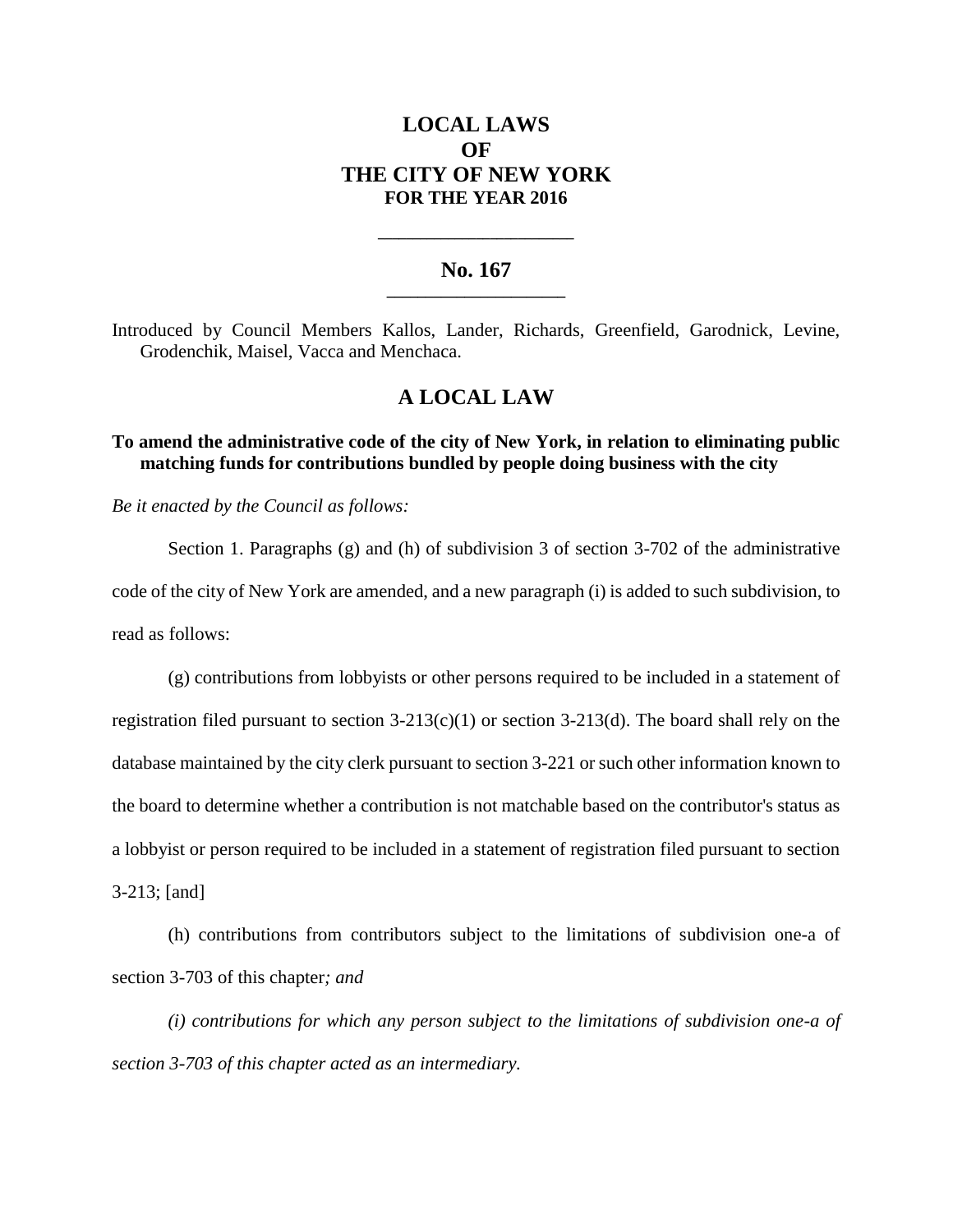# LOCAL LAWS OF THE CITY OF NEW YORK FOR THE YEAR 2016

## No. 167

Introduced by Council Members Kallos, Lander, Richards, Greenfield, Garodnick, Levine, Grodenchik, Maisel, Vacca and Menchaca.

## A LOCAL LAW

**To amend the administrative code of the city of New York, in relation to eliminating public matching funds for contributions bundled by people doing business with the city**

*Be it enacted by the Council as follows:*

Section 1. Paragraphs (g) and (h) of subdivision 3 of section 3-702 of the administrative code of the city of New York are amended, and a new paragraph (i) is added to such subdivision, to read as follows:

(g) contributions from lobbyists or other persons required to be included in a statement of registration filed pursuant to section 3-213(c)(1) or section 3-213(d). The board shall rely on the database maintained by the city clerk pursuant to section 3-221 or such other information known to the board to determine whether a contribution is not matchable based on the contributor's status as a lobbyist or person required to be included in a statement of registration filed pursuant to section 3-213; [and]

(h) contributions from contributors subject to the limitations of subdivision one-a of section 3-703 of this chapter*; and*

*(i) contributions for which any person subject to the limitations of subdivision one-a of section 3-703 of this chapter acted as an intermediary.*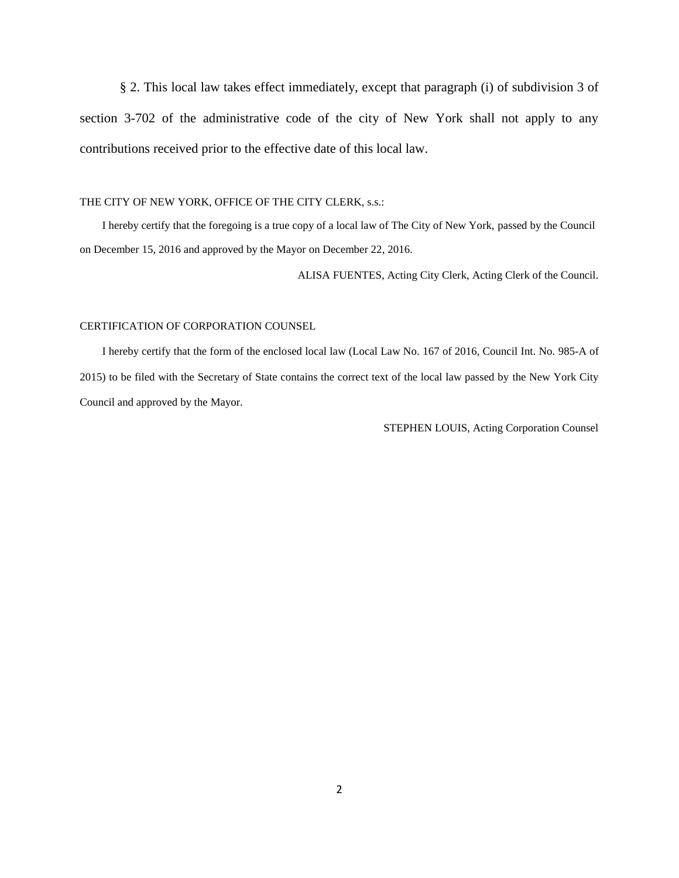§ 2. This local law takes effect immediately, except that paragraph (i) of subdivision 3 of section 3-702 of the administrative code of the city of New York shall not apply to any contributions received prior to the effective date of this local law.

THE CITY OF NEW YORK, OFFICE OF THE CITY CLERK, s.s.:

I hereby certify that the foregoing is a true copy of a local law of The City of New York, passed by the Council on December 15, 2016 and approved by the Mayor on December 22, 2016.

ALISA FUENTES, Acting City Clerk, Acting Clerk of the Council.

CERTIFICATION OF CORPORATION COUNSEL

I hereby certify that the form of the enclosed local law (Local Law No. 167 of 2016, Council Int. No. 985-A of 2015) to be filed with the Secretary of State contains the correct text of the local law passed by the New York City Council and approved by the Mayor.

STEPHEN LOUIS, Acting Corporation Counsel